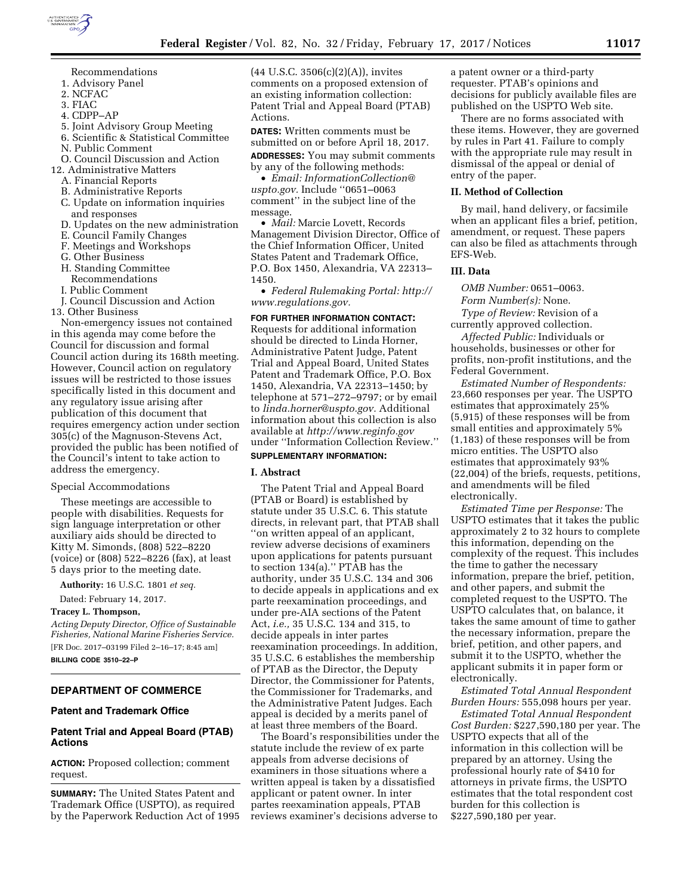Recommendations

1. Advisory Panel
2. NCFAC
3. FIAC
4. CDPP–AP
5. Joint Advisory Group Meeting
6. Scientific & Statistical Committee

N. Public Comment

O. Council Discussion and Action

12. Administrative Matters

A. Financial Reports

B. Administrative Reports

C. Update on information inquiries and responses

D. Updates on the new administration

E. Council Family Changes

F. Meetings and Workshops

G. Other Business

H. Standing Committee Recommendations

I. Public Comment

J. Council Discussion and Action

13. Other Business

Non-emergency issues not contained in this agenda may come before the Council for discussion and formal Council action during its 168th meeting. However, Council action on regulatory issues will be restricted to those issues specifically listed in this document and any regulatory issue arising after publication of this document that requires emergency action under section 305(c) of the Magnuson-Stevens Act, provided the public has been notified of the Council's intent to take action to address the emergency.

Special Accommodations

These meetings are accessible to people with disabilities. Requests for sign language interpretation or other auxiliary aids should be directed to Kitty M. Simonds, (808) 522–8220 (voice) or (808) 522–8226 (fax), at least 5 days prior to the meeting date.

**Authority:** 16 U.S.C. 1801 *et seq.*

Dated: February 14, 2017.

**Tracey L. Thompson,**

*Acting Deputy Director, Office of Sustainable Fisheries, National Marine Fisheries Service.*

[FR Doc. 2017–03199 Filed 2–16–17; 8:45 am]

**BILLING CODE 3510–22–P**

## DEPARTMENT OF COMMERCE

### Patent and Trademark Office

### Patent Trial and Appeal Board (PTAB) Actions

**ACTION:** Proposed collection; comment request.

**SUMMARY:** The United States Patent and Trademark Office (USPTO), as required by the Paperwork Reduction Act of 1995 (44 U.S.C. 3506(c)(2)(A)), invites comments on a proposed extension of an existing information collection: Patent Trial and Appeal Board (PTAB) Actions.

**DATES:** Written comments must be submitted on or before April 18, 2017.

**ADDRESSES:** You may submit comments by any of the following methods:

- *Email: InformationCollection@uspto.gov*. Include ''0651–0063 comment'' in the subject line of the message.
- *Mail:* Marcie Lovett, Records Management Division Director, Office of the Chief Information Officer, United States Patent and Trademark Office, P.O. Box 1450, Alexandria, VA 22313–1450.
- *Federal Rulemaking Portal: http://www.regulations.gov.*

**FOR FURTHER INFORMATION CONTACT:** Requests for additional information should be directed to Linda Horner, Administrative Patent Judge, Patent Trial and Appeal Board, United States Patent and Trademark Office, P.O. Box 1450, Alexandria, VA 22313–1450; by telephone at 571–272–9797; or by email to *linda.horner@uspto.gov.* Additional information about this collection is also available at *http://www.reginfo.gov* under ''Information Collection Review.''

**SUPPLEMENTARY INFORMATION:**

#### I. Abstract

The Patent Trial and Appeal Board (PTAB or Board) is established by statute under 35 U.S.C. 6. This statute directs, in relevant part, that PTAB shall ''on written appeal of an applicant, review adverse decisions of examiners upon applications for patents pursuant to section 134(a).'' PTAB has the authority, under 35 U.S.C. 134 and 306 to decide appeals in applications and ex parte reexamination proceedings, and under pre-AIA sections of the Patent Act, *i.e.,* 35 U.S.C. 134 and 315, to decide appeals in inter partes reexamination proceedings. In addition, 35 U.S.C. 6 establishes the membership of PTAB as the Director, the Deputy Director, the Commissioner for Patents, the Commissioner for Trademarks, and the Administrative Patent Judges. Each appeal is decided by a merits panel of at least three members of the Board.

The Board's responsibilities under the statute include the review of ex parte appeals from adverse decisions of examiners in those situations where a written appeal is taken by a dissatisfied applicant or patent owner. In inter partes reexamination appeals, PTAB reviews examiner's decisions adverse to a patent owner or a third-party requester. PTAB's opinions and decisions for publicly available files are published on the USPTO Web site.

There are no forms associated with these items. However, they are governed by rules in Part 41. Failure to comply with the appropriate rule may result in dismissal of the appeal or denial of entry of the paper.

#### II. Method of Collection

By mail, hand delivery, or facsimile when an applicant files a brief, petition, amendment, or request. These papers can also be filed as attachments through EFS-Web.

#### III. Data

*OMB Number:* 0651–0063.

*Form Number(s):* None.

*Type of Review:* Revision of a currently approved collection.

*Affected Public:* Individuals or households, businesses or other for profits, non-profit institutions, and the Federal Government.

*Estimated Number of Respondents:* 23,660 responses per year. The USPTO estimates that approximately 25% (5,915) of these responses will be from small entities and approximately 5% (1,183) of these responses will be from micro entities. The USPTO also estimates that approximately 93% (22,004) of the briefs, requests, petitions, and amendments will be filed electronically.

*Estimated Time per Response:* The USPTO estimates that it takes the public approximately 2 to 32 hours to complete this information, depending on the complexity of the request. This includes the time to gather the necessary information, prepare the brief, petition, and other papers, and submit the completed request to the USPTO. The USPTO calculates that, on balance, it takes the same amount of time to gather the necessary information, prepare the brief, petition, and other papers, and submit it to the USPTO, whether the applicant submits it in paper form or electronically.

*Estimated Total Annual Respondent Burden Hours:* 555,098 hours per year.

*Estimated Total Annual Respondent Cost Burden:* $227,590,180 per year. The USPTO expects that all of the information in this collection will be prepared by an attorney. Using the professional hourly rate of $410 for attorneys in private firms, the USPTO estimates that the total respondent cost burden for this collection is $227,590,180 per year.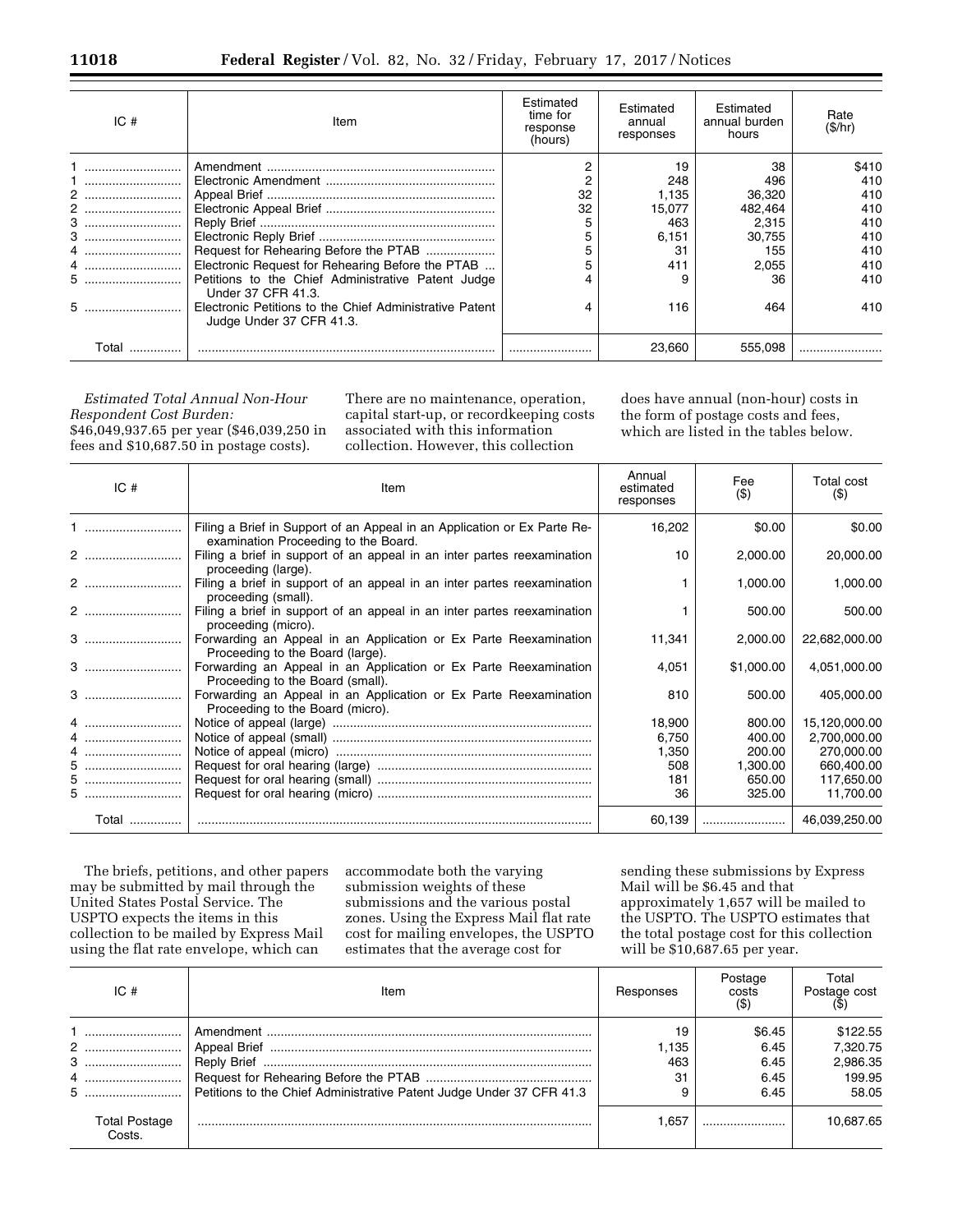| IC # | Item | Estimated time for response (hours) | Estimated annual responses | Estimated annual burden hours | Rate ($/hr) |
|---|---|---|---|---|---|
| 1 | Amendment | 2 | 19 | 38 | $410 |
| 1 | Electronic Amendment | 2 | 248 | 496 | 410 |
| 2 | Appeal Brief | 32 | 1,135 | 36,320 | 410 |
| 2 | Electronic Appeal Brief | 32 | 15,077 | 482,464 | 410 |
| 3 | Reply Brief | 5 | 463 | 2,315 | 410 |
| 3 | Electronic Reply Brief | 5 | 6,151 | 30,755 | 410 |
| 4 | Request for Rehearing Before the PTAB | 5 | 31 | 155 | 410 |
| 4 | Electronic Request for Rehearing Before the PTAB | 5 | 411 | 2,055 | 410 |
| 5 | Petitions to the Chief Administrative Patent Judge Under 37 CFR 41.3. | 4 | 9 | 36 | 410 |
| 5 | Electronic Petitions to the Chief Administrative Patent Judge Under 37 CFR 41.3. | 4 | 116 | 464 | 410 |
| Total | | | 23,660 | 555,098 | |

*Estimated Total Annual Non-Hour Respondent Cost Burden:* $46,049,937.65 per year ($46,039,250 in fees and $10,687.50 in postage costs). There are no maintenance, operation, capital start-up, or recordkeeping costs associated with this information collection. However, this collection does have annual (non-hour) costs in the form of postage costs and fees, which are listed in the tables below.

| IC # | Item | Annual estimated responses | Fee ($) | Total cost ($) |
|---|---|---|---|---|
| 1 | Filing a Brief in Support of an Appeal in an Application or Ex Parte Reexamination Proceeding to the Board. | 16,202 | $0.00 | $0.00 |
| 2 | Filing a brief in support of an appeal in an inter partes reexamination proceeding (large). | 10 | 2,000.00 | 20,000.00 |
| 2 | Filing a brief in support of an appeal in an inter partes reexamination proceeding (small). | 1 | 1,000.00 | 1,000.00 |
| 2 | Filing a brief in support of an appeal in an inter partes reexamination proceeding (micro). | 1 | 500.00 | 500.00 |
| 3 | Forwarding an Appeal in an Application or Ex Parte Reexamination Proceeding to the Board (large). | 11,341 | 2,000.00 | 22,682,000.00 |
| 3 | Forwarding an Appeal in an Application or Ex Parte Reexamination Proceeding to the Board (small). | 4,051 | $1,000.00 | 4,051,000.00 |
| 3 | Forwarding an Appeal in an Application or Ex Parte Reexamination Proceeding to the Board (micro). | 810 | 500.00 | 405,000.00 |
| 4 | Notice of appeal (large) | 18,900 | 800.00 | 15,120,000.00 |
| 4 | Notice of appeal (small) | 6,750 | 400.00 | 2,700,000.00 |
| 4 | Notice of appeal (micro) | 1,350 | 200.00 | 270,000.00 |
| 5 | Request for oral hearing (large) | 508 | 1,300.00 | 660,400.00 |
| 5 | Request for oral hearing (small) | 181 | 650.00 | 117,650.00 |
| 5 | Request for oral hearing (micro) | 36 | 325.00 | 11,700.00 |
| Total | | 60,139 | | 46,039,250.00 |

The briefs, petitions, and other papers may be submitted by mail through the United States Postal Service. The USPTO expects the items in this collection to be mailed by Express Mail using the flat rate envelope, which can accommodate both the varying submission weights of these submissions and the various postal zones. Using the Express Mail flat rate cost for mailing envelopes, the USPTO estimates that the average cost for sending these submissions by Express Mail will be $6.45 and that approximately 1,657 will be mailed to the USPTO. The USPTO estimates that the total postage cost for this collection will be $10,687.65 per year.

| IC # | Item | Responses | Postage costs ($) | Total Postage cost ($) |
|---|---|---|---|---|
| 1 | Amendment | 19 | $6.45 | $122.55 |
| 2 | Appeal Brief | 1,135 | 6.45 | 7,320.75 |
| 3 | Reply Brief | 463 | 6.45 | 2,986.35 |
| 4 | Request for Rehearing Before the PTAB | 31 | 6.45 | 199.95 |
| 5 | Petitions to the Chief Administrative Patent Judge Under 37 CFR 41.3 | 9 | 6.45 | 58.05 |
| Total Postage Costs. | | 1,657 | | 10,687.65 |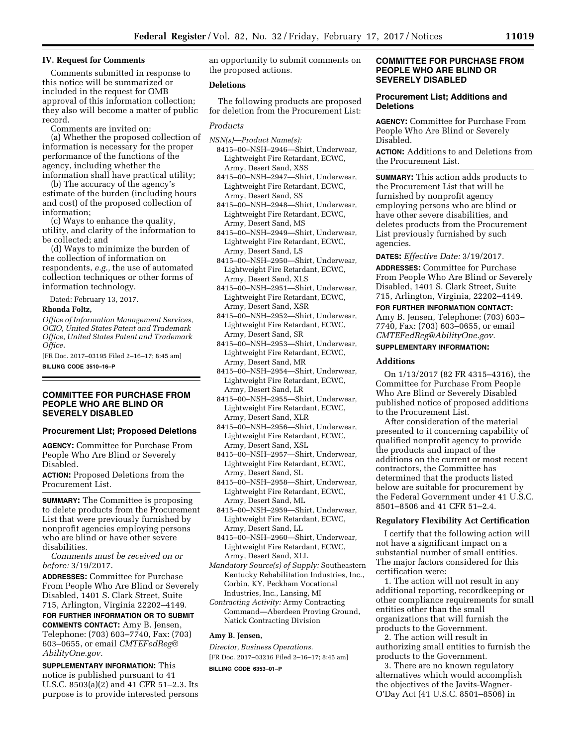### IV. Request for Comments

Comments submitted in response to this notice will be summarized or included in the request for OMB approval of this information collection; they also will become a matter of public record.

Comments are invited on:

(a) Whether the proposed collection of information is necessary for the proper performance of the functions of the agency, including whether the information shall have practical utility;

(b) The accuracy of the agency's estimate of the burden (including hours and cost) of the proposed collection of information;

(c) Ways to enhance the quality, utility, and clarity of the information to be collected; and

(d) Ways to minimize the burden of the collection of information on respondents, *e.g.,* the use of automated collection techniques or other forms of information technology.

Dated: February 13, 2017.

**Rhonda Foltz,**

*Office of Information Management Services, OCIO, United States Patent and Trademark Office, United States Patent and Trademark Office.*

[FR Doc. 2017–03195 Filed 2–16–17; 8:45 am]

**BILLING CODE 3510–16–P**

## COMMITTEE FOR PURCHASE FROM PEOPLE WHO ARE BLIND OR SEVERELY DISABLED

### Procurement List; Proposed Deletions

**AGENCY:** Committee for Purchase From People Who Are Blind or Severely Disabled.

**ACTION:** Proposed Deletions from the Procurement List.

**SUMMARY:** The Committee is proposing to delete products from the Procurement List that were previously furnished by nonprofit agencies employing persons who are blind or have other severe disabilities.

*Comments must be received on or before:* 3/19/2017.

**ADDRESSES:** Committee for Purchase From People Who Are Blind or Severely Disabled, 1401 S. Clark Street, Suite 715, Arlington, Virginia 22202–4149.

**FOR FURTHER INFORMATION OR TO SUBMIT COMMENTS CONTACT:** Amy B. Jensen, Telephone: (703) 603–7740, Fax: (703) 603–0655, or email *CMTEFedReg@AbilityOne.gov.*

**SUPPLEMENTARY INFORMATION:** This notice is published pursuant to 41 U.S.C. 8503(a)(2) and 41 CFR 51–2.3. Its purpose is to provide interested persons an opportunity to submit comments on the proposed actions.

### Deletions

The following products are proposed for deletion from the Procurement List:

*Products*

*NSN(s)—Product Name(s):*

- 8415–00–NSH–2946—Shirt, Underwear, Lightweight Fire Retardant, ECWC, Army, Desert Sand, XSS
- 8415–00–NSH–2947—Shirt, Underwear, Lightweight Fire Retardant, ECWC, Army, Desert Sand, SS
- 8415–00–NSH–2948—Shirt, Underwear, Lightweight Fire Retardant, ECWC, Army, Desert Sand, MS
- 8415–00–NSH–2949—Shirt, Underwear, Lightweight Fire Retardant, ECWC, Army, Desert Sand, LS
- 8415–00–NSH–2950—Shirt, Underwear, Lightweight Fire Retardant, ECWC, Army, Desert Sand, XLS
- 8415–00–NSH–2951—Shirt, Underwear, Lightweight Fire Retardant, ECWC, Army, Desert Sand, XSR
- 8415–00–NSH–2952—Shirt, Underwear, Lightweight Fire Retardant, ECWC, Army, Desert Sand, SR
- 8415–00–NSH–2953—Shirt, Underwear, Lightweight Fire Retardant, ECWC, Army, Desert Sand, MR
- 8415–00–NSH–2954—Shirt, Underwear, Lightweight Fire Retardant, ECWC, Army, Desert Sand, LR
- 8415–00–NSH–2955—Shirt, Underwear, Lightweight Fire Retardant, ECWC, Army, Desert Sand, XLR
- 8415–00–NSH–2956—Shirt, Underwear, Lightweight Fire Retardant, ECWC, Army, Desert Sand, XSL
- 8415–00–NSH–2957—Shirt, Underwear, Lightweight Fire Retardant, ECWC, Army, Desert Sand, SL
- 8415–00–NSH–2958—Shirt, Underwear, Lightweight Fire Retardant, ECWC, Army, Desert Sand, ML
- 8415–00–NSH–2959—Shirt, Underwear, Lightweight Fire Retardant, ECWC, Army, Desert Sand, LL
- 8415–00–NSH–2960—Shirt, Underwear, Lightweight Fire Retardant, ECWC, Army, Desert Sand, XLL

*Mandatory Source(s) of Supply:* Southeastern Kentucky Rehabilitation Industries, Inc., Corbin, KY, Peckham Vocational Industries, Inc., Lansing, MI

*Contracting Activity:* Army Contracting Command—Aberdeen Proving Ground, Natick Contracting Division

**Amy B. Jensen,**

*Director, Business Operations.*

[FR Doc. 2017–03216 Filed 2–16–17; 8:45 am]

**BILLING CODE 6353–01–P**

## COMMITTEE FOR PURCHASE FROM PEOPLE WHO ARE BLIND OR SEVERELY DISABLED

### Procurement List; Additions and Deletions

**AGENCY:** Committee for Purchase From People Who Are Blind or Severely Disabled.

**ACTION:** Additions to and Deletions from the Procurement List.

**SUMMARY:** This action adds products to the Procurement List that will be furnished by nonprofit agency employing persons who are blind or have other severe disabilities, and deletes products from the Procurement List previously furnished by such agencies.

**DATES:** *Effective Date:* 3/19/2017.

**ADDRESSES:** Committee for Purchase From People Who Are Blind or Severely Disabled, 1401 S. Clark Street, Suite 715, Arlington, Virginia, 22202–4149.

**FOR FURTHER INFORMATION CONTACT:** Amy B. Jensen, Telephone: (703) 603–7740, Fax: (703) 603–0655, or email *CMTEFedReg@AbilityOne.gov.*

**SUPPLEMENTARY INFORMATION:**

### Additions

On 1/13/2017 (82 FR 4315–4316), the Committee for Purchase From People Who Are Blind or Severely Disabled published notice of proposed additions to the Procurement List.

After consideration of the material presented to it concerning capability of qualified nonprofit agency to provide the products and impact of the additions on the current or most recent contractors, the Committee has determined that the products listed below are suitable for procurement by the Federal Government under 41 U.S.C. 8501–8506 and 41 CFR 51–2.4.

### Regulatory Flexibility Act Certification

I certify that the following action will not have a significant impact on a substantial number of small entities. The major factors considered for this certification were:

1. The action will not result in any additional reporting, recordkeeping or other compliance requirements for small entities other than the small organizations that will furnish the products to the Government.

2. The action will result in authorizing small entities to furnish the products to the Government.

3. There are no known regulatory alternatives which would accomplish the objectives of the Javits-Wagner-O'Day Act (41 U.S.C. 8501–8506) in